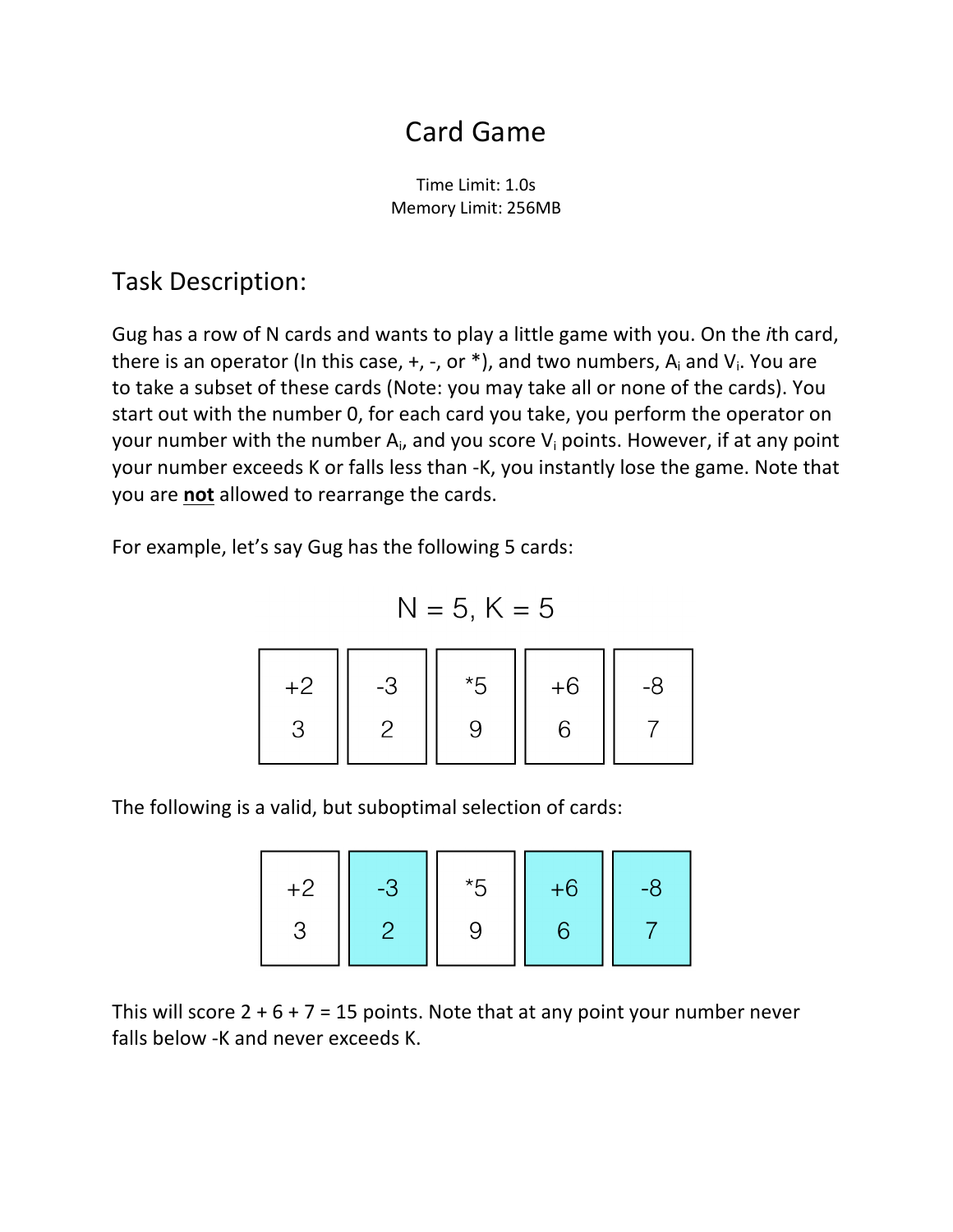# Card Game

Time Limit: 1.0s
Memory Limit: 256MB

## Task Description:

Gug has a row of N cards and wants to play a little game with you. On the *i*th card, there is an operator (In this case, +, -, or *), and two numbers, $A_i$ and $V_i$. You are to take a subset of these cards (Note: you may take all or none of the cards). You start out with the number 0, for each card you take, you perform the operator on your number with the number $A_i$, and you score $V_i$ points. However, if at any point your number exceeds K or falls less than -K, you instantly lose the game. Note that you are **not** allowed to rearrange the cards.

For example, let's say Gug has the following 5 cards:

N = 5, K = 5

| +2 | -3 | *5 | +6 | -8 |
|---|---|---|---|---|
| 3 | 2 | 9 | 6 | 7 |

The following is a valid, but suboptimal selection of cards:

| +2 | -3 (selected) | *5 | +6 (selected) | -8 (selected) |
|---|---|---|---|---|
| 3 | 2 | 9 | 6 | 7 |

This will score 2 + 6 + 7 = 15 points. Note that at any point your number never falls below -K and never exceeds K.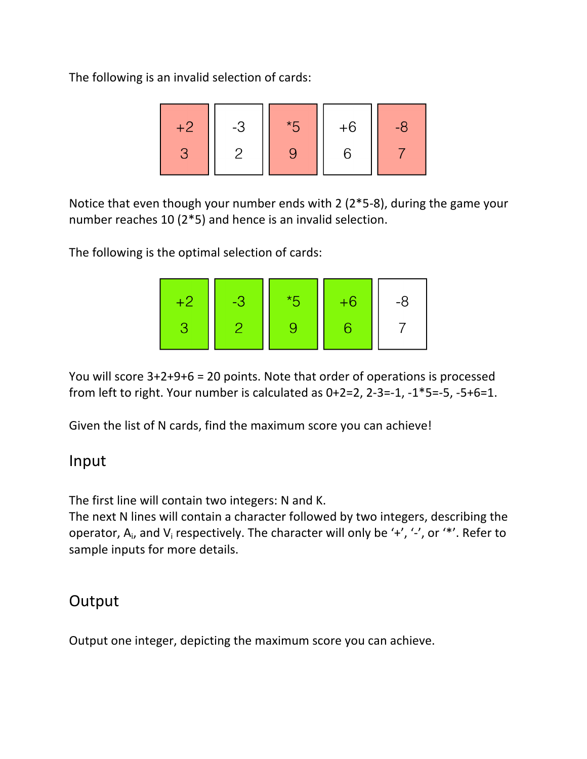The following is an invalid selection of cards:

| +2 | -3 | *5 | +6 | -8 |
| --- | --- | --- | --- | --- |
| 3 | 2 | 9 | 6 | 7 |

Notice that even though your number ends with 2 (2*5-8), during the game your number reaches 10 (2*5) and hence is an invalid selection.

The following is the optimal selection of cards:

| +2 | -3 | *5 | +6 | -8 |
| --- | --- | --- | --- | --- |
| 3 | 2 | 9 | 6 | 7 |

You will score 3+2+9+6 = 20 points. Note that order of operations is processed from left to right. Your number is calculated as 0+2=2, 2-3=-1, -1*5=-5, -5+6=1.

Given the list of N cards, find the maximum score you can achieve!

## Input

The first line will contain two integers: N and K.
The next N lines will contain a character followed by two integers, describing the operator, $A_i$, and $V_i$ respectively. The character will only be '+', '-', or '*'. Refer to sample inputs for more details.

## Output

Output one integer, depicting the maximum score you can achieve.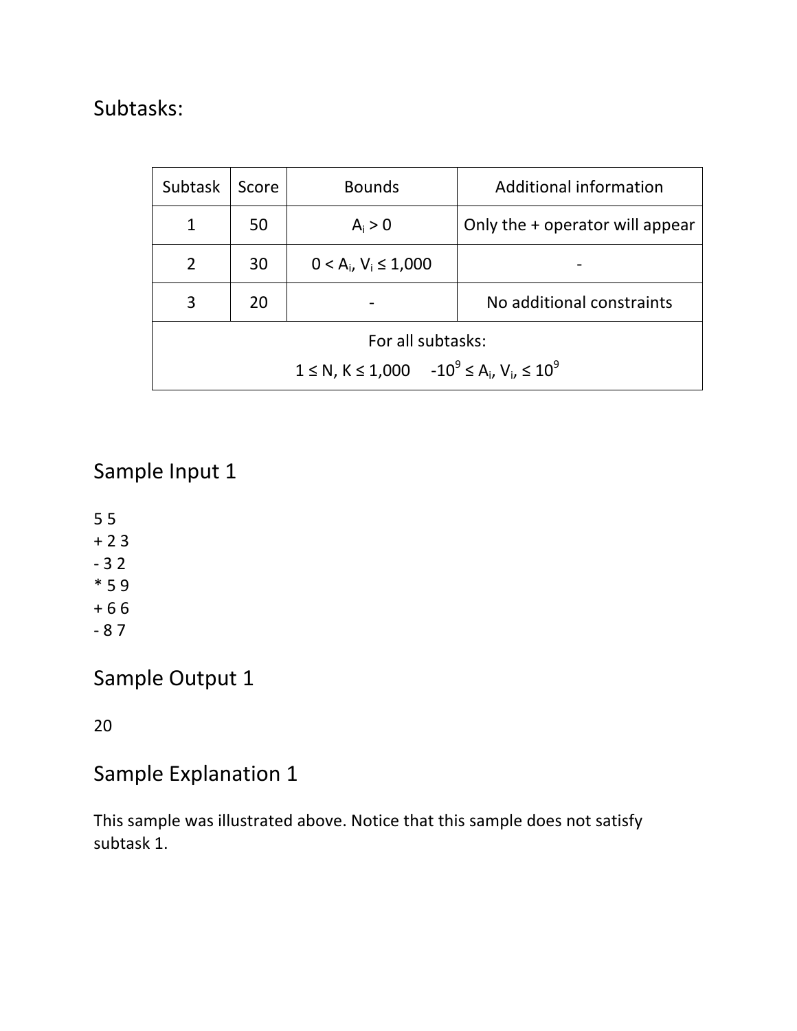## Subtasks:

| Subtask | Score | Bounds | Additional information |
| --- | --- | --- | --- |
| 1 | 50 | $A_i > 0$ | Only the + operator will appear |
| 2 | 30 | $0 < A_i, V_i \leq 1{,}000$ | - |
| 3 | 20 | - | No additional constraints |
| For all subtasks: $1 \leq N, K \leq 1{,}000$ $\quad -10^9 \leq A_i, V_i, \leq 10^9$ | | | |

## Sample Input 1

```
5 5
+ 2 3
- 3 2
* 5 9
+ 6 6
- 8 7
```

## Sample Output 1

```
20
```

## Sample Explanation 1

This sample was illustrated above. Notice that this sample does not satisfy subtask 1.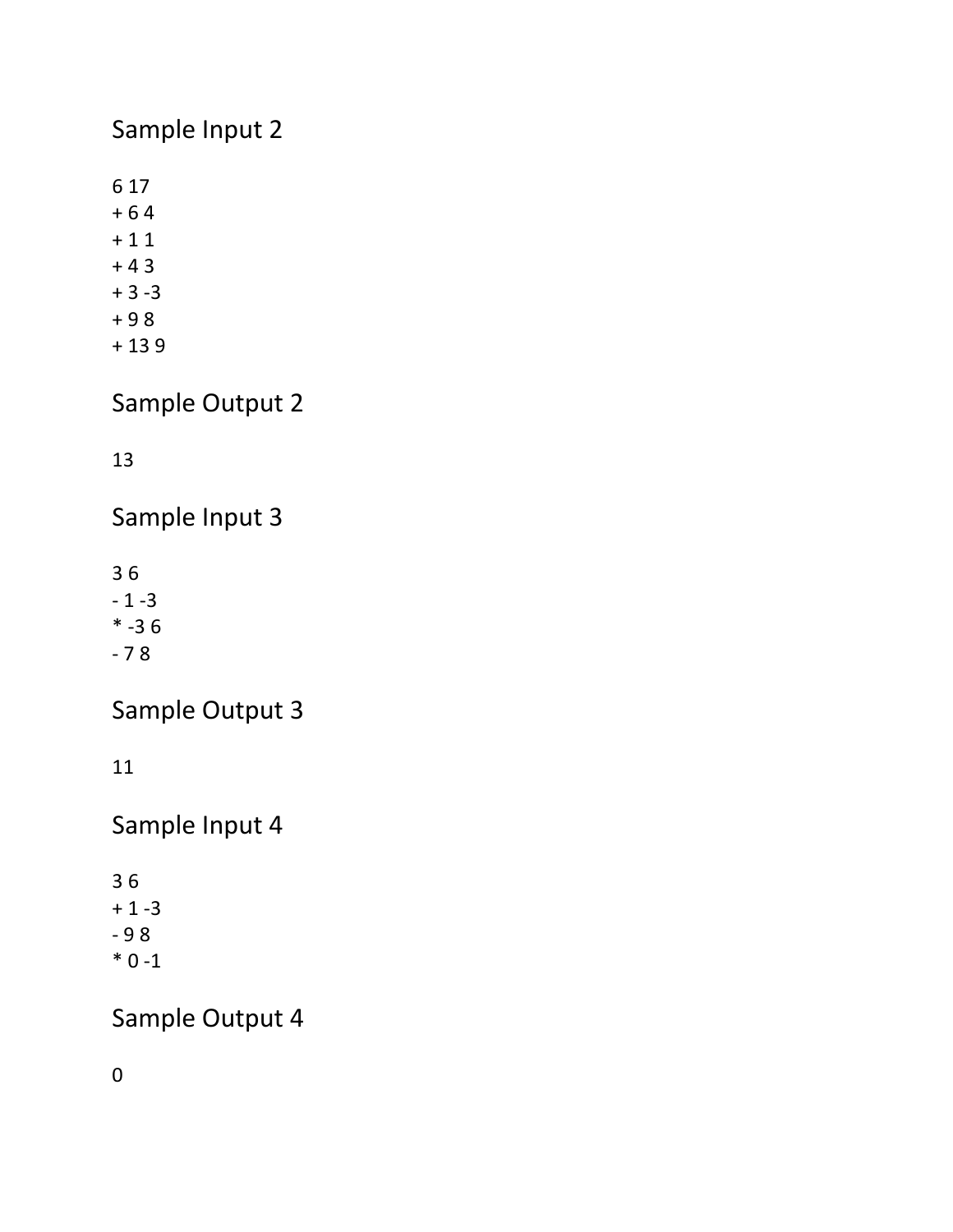## Sample Input 2

```
6 17
+ 6 4
+ 1 1
+ 4 3
+ 3 -3
+ 9 8
+ 13 9
```

## Sample Output 2

```
13
```

## Sample Input 3

```
3 6
- 1 -3
* -3 6
- 7 8
```

## Sample Output 3

```
11
```

## Sample Input 4

```
3 6
+ 1 -3
- 9 8
* 0 -1
```

## Sample Output 4

```
0
```